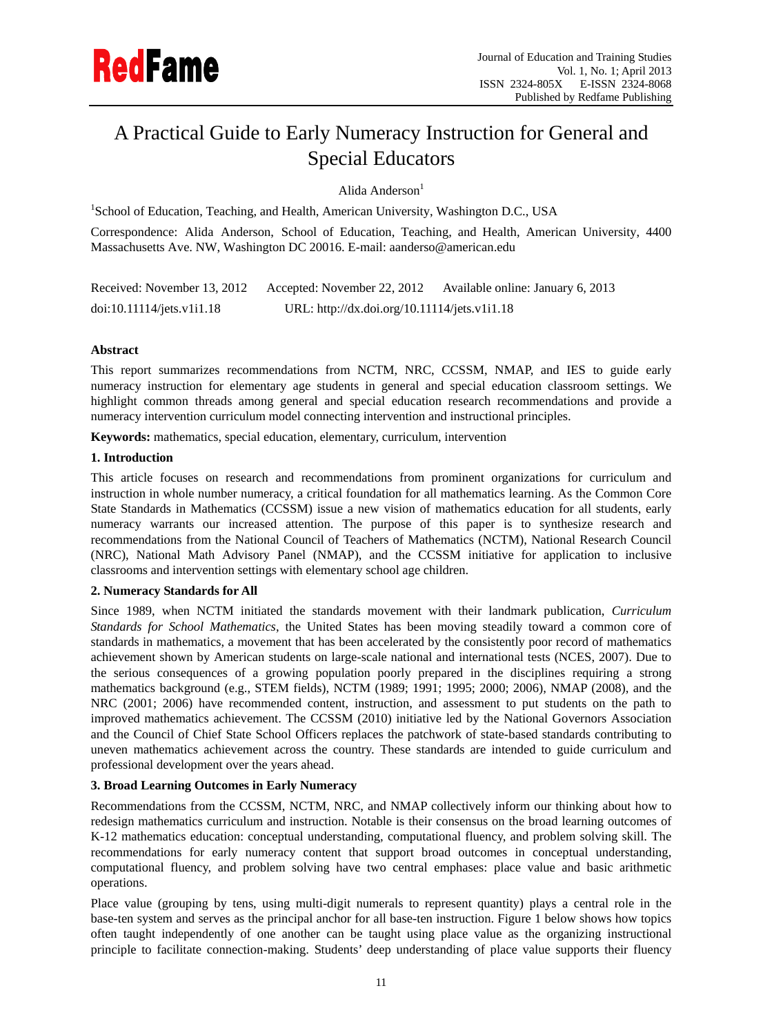# A Practical Guide to Early Numeracy Instruction for General and Special Educators

Alida Anderson[1]

[1]School of Education, Teaching, and Health, American University, Washington D.C., USA

Correspondence: Alida Anderson, School of Education, Teaching, and Health, American University, 4400 Massachusetts Ave. NW, Washington DC 20016. E-mail: aanderso@american.edu

Received: November 13, 2012 Accepted: November 22, 2012 Available online: January 6, 2013

doi:10.11114/jets.v1i1.18 URL: http://dx.doi.org/10.11114/jets.v1i1.18

**Abstract**

This report summarizes recommendations from NCTM, NRC, CCSSM, NMAP, and IES to guide early numeracy instruction for elementary age students in general and special education classroom settings. We highlight common threads among general and special education research recommendations and provide a numeracy intervention curriculum model connecting intervention and instructional principles.

**Keywords:** mathematics, special education, elementary, curriculum, intervention

## 1. Introduction

This article focuses on research and recommendations from prominent organizations for curriculum and instruction in whole number numeracy, a critical foundation for all mathematics learning. As the Common Core State Standards in Mathematics (CCSSM) issue a new vision of mathematics education for all students, early numeracy warrants our increased attention. The purpose of this paper is to synthesize research and recommendations from the National Council of Teachers of Mathematics (NCTM), National Research Council (NRC), National Math Advisory Panel (NMAP), and the CCSSM initiative for application to inclusive classrooms and intervention settings with elementary school age children.

## 2. Numeracy Standards for All

Since 1989, when NCTM initiated the standards movement with their landmark publication, *Curriculum Standards for School Mathematics*, the United States has been moving steadily toward a common core of standards in mathematics, a movement that has been accelerated by the consistently poor record of mathematics achievement shown by American students on large-scale national and international tests (NCES, 2007). Due to the serious consequences of a growing population poorly prepared in the disciplines requiring a strong mathematics background (e.g., STEM fields), NCTM (1989; 1991; 1995; 2000; 2006), NMAP (2008), and the NRC (2001; 2006) have recommended content, instruction, and assessment to put students on the path to improved mathematics achievement. The CCSSM (2010) initiative led by the National Governors Association and the Council of Chief State School Officers replaces the patchwork of state-based standards contributing to uneven mathematics achievement across the country. These standards are intended to guide curriculum and professional development over the years ahead.

## 3. Broad Learning Outcomes in Early Numeracy

Recommendations from the CCSSM, NCTM, NRC, and NMAP collectively inform our thinking about how to redesign mathematics curriculum and instruction. Notable is their consensus on the broad learning outcomes of K-12 mathematics education: conceptual understanding, computational fluency, and problem solving skill. The recommendations for early numeracy content that support broad outcomes in conceptual understanding, computational fluency, and problem solving have two central emphases: place value and basic arithmetic operations.

Place value (grouping by tens, using multi-digit numerals to represent quantity) plays a central role in the base-ten system and serves as the principal anchor for all base-ten instruction. Figure 1 below shows how topics often taught independently of one another can be taught using place value as the organizing instructional principle to facilitate connection-making. Students' deep understanding of place value supports their fluency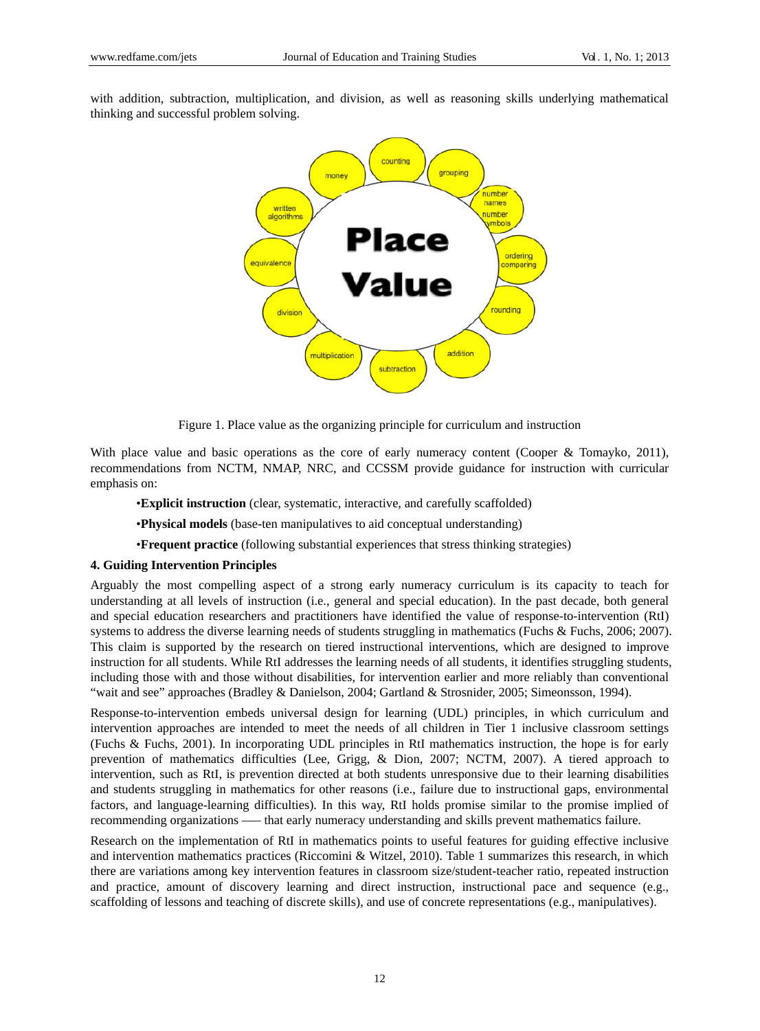with addition, subtraction, multiplication, and division, as well as reasoning skills underlying mathematical thinking and successful problem solving.

Figure 1. Place value as the organizing principle for curriculum and instruction

With place value and basic operations as the core of early numeracy content (Cooper & Tomayko, 2011), recommendations from NCTM, NMAP, NRC, and CCSSM provide guidance for instruction with curricular emphasis on:

- **Explicit instruction** (clear, systematic, interactive, and carefully scaffolded)
- **Physical models** (base-ten manipulatives to aid conceptual understanding)
- **Frequent practice** (following substantial experiences that stress thinking strategies)

### 4. Guiding Intervention Principles

Arguably the most compelling aspect of a strong early numeracy curriculum is its capacity to teach for understanding at all levels of instruction (i.e., general and special education). In the past decade, both general and special education researchers and practitioners have identified the value of response-to-intervention (RtI) systems to address the diverse learning needs of students struggling in mathematics (Fuchs & Fuchs, 2006; 2007). This claim is supported by the research on tiered instructional interventions, which are designed to improve instruction for all students. While RtI addresses the learning needs of all students, it identifies struggling students, including those with and those without disabilities, for intervention earlier and more reliably than conventional "wait and see" approaches (Bradley & Danielson, 2004; Gartland & Strosnider, 2005; Simeonsson, 1994).

Response-to-intervention embeds universal design for learning (UDL) principles, in which curriculum and intervention approaches are intended to meet the needs of all children in Tier 1 inclusive classroom settings (Fuchs & Fuchs, 2001). In incorporating UDL principles in RtI mathematics instruction, the hope is for early prevention of mathematics difficulties (Lee, Grigg, & Dion, 2007; NCTM, 2007). A tiered approach to intervention, such as RtI, is prevention directed at both students unresponsive due to their learning disabilities and students struggling in mathematics for other reasons (i.e., failure due to instructional gaps, environmental factors, and language-learning difficulties). In this way, RtI holds promise similar to the promise implied of recommending organizations —– that early numeracy understanding and skills prevent mathematics failure.

Research on the implementation of RtI in mathematics points to useful features for guiding effective inclusive and intervention mathematics practices (Riccomini & Witzel, 2010). Table 1 summarizes this research, in which there are variations among key intervention features in classroom size/student-teacher ratio, repeated instruction and practice, amount of discovery learning and direct instruction, instructional pace and sequence (e.g., scaffolding of lessons and teaching of discrete skills), and use of concrete representations (e.g., manipulatives).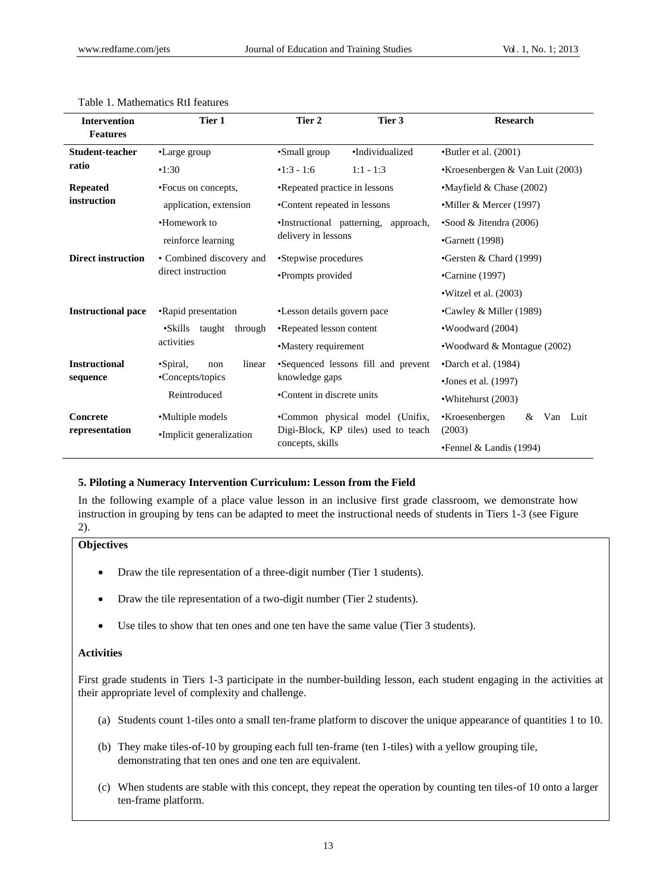Table 1. Mathematics RtI features

| Intervention Features | Tier 1 | Tier 2 | Tier 3 | Research |
|---|---|---|---|---|
| **Student-teacher ratio** | •Large group<br>•1:30 | •Small group<br>•1:3 - 1:6 | •Individualized<br>1:1 - 1:3 | •Butler et al. (2001)<br>•Kroesenbergen & Van Luit (2003) |
| **Repeated instruction** | •Focus on concepts, application, extension<br>•Homework to reinforce learning | •Repeated practice in lessons<br>•Content repeated in lessons<br>•Instructional patterning, approach, delivery in lessons | | •Mayfield & Chase (2002)<br>•Miller & Mercer (1997)<br>•Sood & Jitendra (2006)<br>•Garnett (1998) |
| **Direct instruction** | • Combined discovery and direct instruction | •Stepwise procedures<br>•Prompts provided | | •Gersten & Chard (1999)<br>•Carnine (1997)<br>•Witzel et al. (2003) |
| **Instructional pace** | •Rapid presentation<br>•Skills taught through activities | •Lesson details govern pace<br>•Repeated lesson content<br>•Mastery requirement | | •Cawley & Miller (1989)<br>•Woodward (2004)<br>•Woodward & Montague (2002) |
| **Instructional sequence** | •Spiral, non linear<br>•Concepts/topics Reintroduced | •Sequenced lessons fill and prevent knowledge gaps<br>•Content in discrete units | | •Darch et al. (1984)<br>•Jones et al. (1997)<br>•Whitehurst (2003) |
| **Concrete representation** | •Multiple models<br>•Implicit generalization | •Common physical model (Unifix, Digi-Block, KP tiles) used to teach concepts, skills | | •Kroesenbergen & Van Luit (2003)<br>•Fennel & Landis (1994) |

### 5. Piloting a Numeracy Intervention Curriculum: Lesson from the Field

In the following example of a place value lesson in an inclusive first grade classroom, we demonstrate how instruction in grouping by tens can be adapted to meet the instructional needs of students in Tiers 1-3 (see Figure 2).

**Objectives**

- Draw the tile representation of a three-digit number (Tier 1 students).
- Draw the tile representation of a two-digit number (Tier 2 students).
- Use tiles to show that ten ones and one ten have the same value (Tier 3 students).

**Activities**

First grade students in Tiers 1-3 participate in the number-building lesson, each student engaging in the activities at their appropriate level of complexity and challenge.

(a) Students count 1-tiles onto a small ten-frame platform to discover the unique appearance of quantities 1 to 10.

(b) They make tiles-of-10 by grouping each full ten-frame (ten 1-tiles) with a yellow grouping tile, demonstrating that ten ones and one ten are equivalent.

(c) When students are stable with this concept, they repeat the operation by counting ten tiles-of 10 onto a larger ten-frame platform.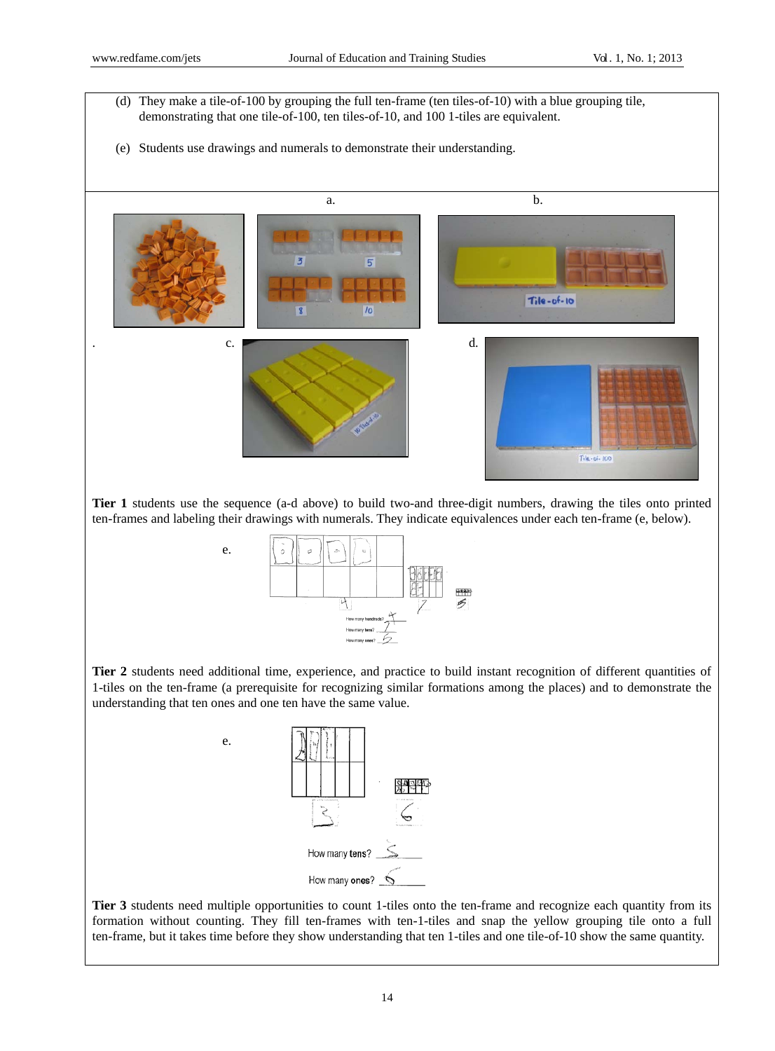(d) They make a tile-of-100 by grouping the full ten-frame (ten tiles-of-10) with a blue grouping tile, demonstrating that one tile-of-100, ten tiles-of-10, and 100 1-tiles are equivalent.

(e) Students use drawings and numerals to demonstrate their understanding.

a. b. c. d.

**Tier 1** students use the sequence (a-d above) to build two-and three-digit numbers, drawing the tiles onto printed ten-frames and labeling their drawings with numerals. They indicate equivalences under each ten-frame (e, below).

e.

**Tier 2** students need additional time, experience, and practice to build instant recognition of different quantities of 1-tiles on the ten-frame (a prerequisite for recognizing similar formations among the places) and to demonstrate the understanding that ten ones and one ten have the same value.

e.

**Tier 3** students need multiple opportunities to count 1-tiles onto the ten-frame and recognize each quantity from its formation without counting. They fill ten-frames with ten-1-tiles and snap the yellow grouping tile onto a full ten-frame, but it takes time before they show understanding that ten 1-tiles and one tile-of-10 show the same quantity.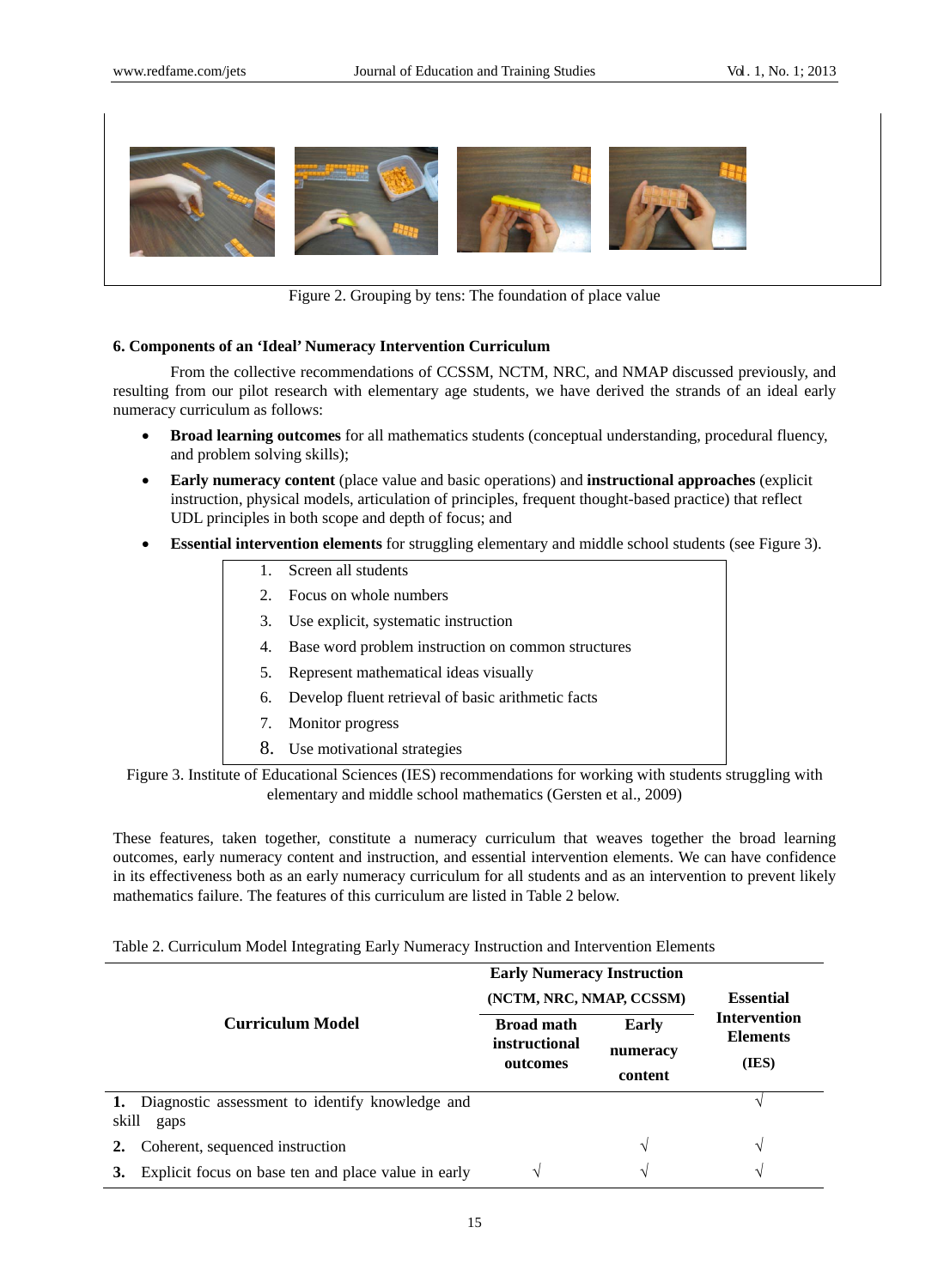Figure 2. Grouping by tens: The foundation of place value

### 6. Components of an 'Ideal' Numeracy Intervention Curriculum

From the collective recommendations of CCSSM, NCTM, NRC, and NMAP discussed previously, and resulting from our pilot research with elementary age students, we have derived the strands of an ideal early numeracy curriculum as follows:

- **Broad learning outcomes** for all mathematics students (conceptual understanding, procedural fluency, and problem solving skills);
- **Early numeracy content** (place value and basic operations) and **instructional approaches** (explicit instruction, physical models, articulation of principles, frequent thought-based practice) that reflect UDL principles in both scope and depth of focus; and
- **Essential intervention elements** for struggling elementary and middle school students (see Figure 3).

1. Screen all students
2. Focus on whole numbers
3. Use explicit, systematic instruction
4. Base word problem instruction on common structures
5. Represent mathematical ideas visually
6. Develop fluent retrieval of basic arithmetic facts
7. Monitor progress
8. Use motivational strategies

Figure 3. Institute of Educational Sciences (IES) recommendations for working with students struggling with elementary and middle school mathematics (Gersten et al., 2009)

These features, taken together, constitute a numeracy curriculum that weaves together the broad learning outcomes, early numeracy content and instruction, and essential intervention elements. We can have confidence in its effectiveness both as an early numeracy curriculum for all students and as an intervention to prevent likely mathematics failure. The features of this curriculum are listed in Table 2 below.

Table 2. Curriculum Model Integrating Early Numeracy Instruction and Intervention Elements

| Curriculum Model | Early Numeracy Instruction (NCTM, NRC, NMAP, CCSSM) | | Essential Intervention Elements (IES) |
|---|---|---|---|
| | Broad math instructional outcomes | Early numeracy content | |
| **1.** Diagnostic assessment to identify knowledge and skill gaps | | | √ |
| **2.** Coherent, sequenced instruction | | √ | √ |
| **3.** Explicit focus on base ten and place value in early | √ | √ | √ |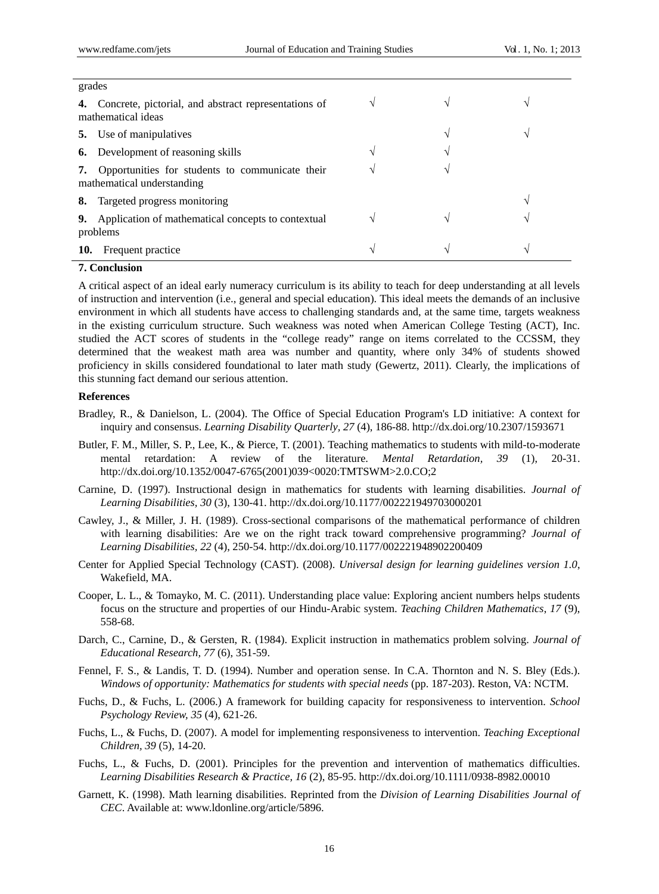| | | | |
|---|---|---|---|
| grades | | | |
| **4.** Concrete, pictorial, and abstract representations of mathematical ideas | √ | √ | √ |
| **5.** Use of manipulatives | | √ | √ |
| **6.** Development of reasoning skills | √ | √ | |
| **7.** Opportunities for students to communicate their mathematical understanding | √ | √ | |
| **8.** Targeted progress monitoring | | | √ |
| **9.** Application of mathematical concepts to contextual problems | √ | √ | √ |
| **10.** Frequent practice | √ | √ | √ |

## 7. Conclusion

A critical aspect of an ideal early numeracy curriculum is its ability to teach for deep understanding at all levels of instruction and intervention (i.e., general and special education). This ideal meets the demands of an inclusive environment in which all students have access to challenging standards and, at the same time, targets weakness in the existing curriculum structure. Such weakness was noted when American College Testing (ACT), Inc. studied the ACT scores of students in the "college ready" range on items correlated to the CCSSM, they determined that the weakest math area was number and quantity, where only 34% of students showed proficiency in skills considered foundational to later math study (Gewertz, 2011). Clearly, the implications of this stunning fact demand our serious attention.

## References

Bradley, R., & Danielson, L. (2004). The Office of Special Education Program's LD initiative: A context for inquiry and consensus. *Learning Disability Quarterly, 27* (4), 186-88. http://dx.doi.org/10.2307/1593671

Butler, F. M., Miller, S. P., Lee, K., & Pierce, T. (2001). Teaching mathematics to students with mild-to-moderate mental retardation: A review of the literature. *Mental Retardation, 39* (1), 20-31. http://dx.doi.org/10.1352/0047-6765(2001)039<0020:TMTSWM>2.0.CO;2

Carnine, D. (1997). Instructional design in mathematics for students with learning disabilities. *Journal of Learning Disabilities, 30* (3), 130-41. http://dx.doi.org/10.1177/002221949703000201

Cawley, J., & Miller, J. H. (1989). Cross-sectional comparisons of the mathematical performance of children with learning disabilities: Are we on the right track toward comprehensive programming? *Journal of Learning Disabilities, 22* (4), 250-54. http://dx.doi.org/10.1177/002221948902200409

Center for Applied Special Technology (CAST). (2008). *Universal design for learning guidelines version 1.0*, Wakefield, MA.

Cooper, L. L., & Tomayko, M. C. (2011). Understanding place value: Exploring ancient numbers helps students focus on the structure and properties of our Hindu-Arabic system. *Teaching Children Mathematics*, *17* (9), 558-68.

Darch, C., Carnine, D., & Gersten, R. (1984). Explicit instruction in mathematics problem solving. *Journal of Educational Research, 77* (6), 351-59.

Fennel, F. S., & Landis, T. D. (1994). Number and operation sense. In C.A. Thornton and N. S. Bley (Eds.). *Windows of opportunity: Mathematics for students with special needs* (pp. 187-203). Reston, VA: NCTM.

Fuchs, D., & Fuchs, L. (2006.) A framework for building capacity for responsiveness to intervention. *School Psychology Review, 35* (4), 621-26.

Fuchs, L., & Fuchs, D. (2007). A model for implementing responsiveness to intervention. *Teaching Exceptional Children, 39* (5), 14-20.

Fuchs, L., & Fuchs, D. (2001). Principles for the prevention and intervention of mathematics difficulties. *Learning Disabilities Research & Practice, 16* (2), 85-95. http://dx.doi.org/10.1111/0938-8982.00010

Garnett, K. (1998). Math learning disabilities. Reprinted from the *Division of Learning Disabilities Journal of CEC*. Available at: www.ldonline.org/article/5896.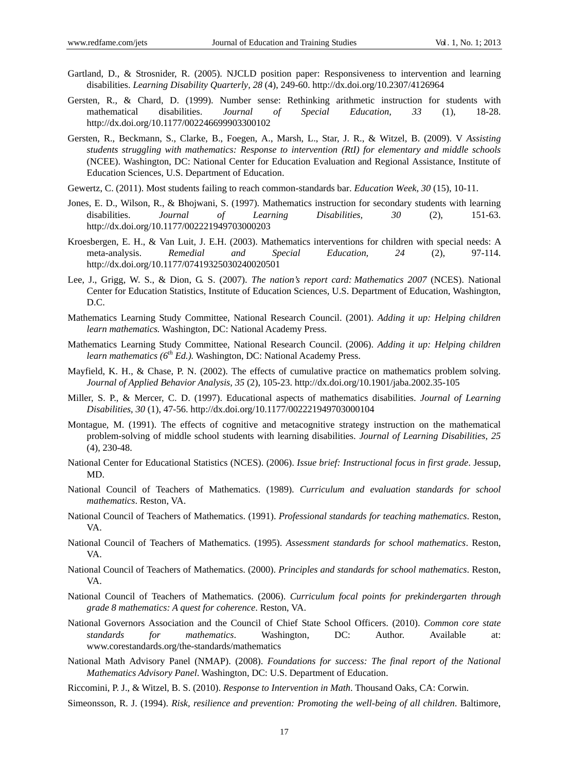Gartland, D., & Strosnider, R. (2005). NJCLD position paper: Responsiveness to intervention and learning disabilities. *Learning Disability Quarterly, 28* (4), 249-60. http://dx.doi.org/10.2307/4126964

Gersten, R., & Chard, D. (1999). Number sense: Rethinking arithmetic instruction for students with mathematical disabilities. *Journal of Special Education, 33* (1), 18-28. http://dx.doi.org/10.1177/002246699903300102

Gersten, R., Beckmann, S., Clarke, B., Foegen, A., Marsh, L., Star, J. R., & Witzel, B. (2009). V *Assisting students struggling with mathematics: Response to intervention (RtI) for elementary and middle schools* (NCEE). Washington, DC: National Center for Education Evaluation and Regional Assistance, Institute of Education Sciences, U.S. Department of Education.

Gewertz, C. (2011). Most students failing to reach common-standards bar. *Education Week, 30* (15), 10-11.

Jones, E. D., Wilson, R., & Bhojwani, S. (1997). Mathematics instruction for secondary students with learning disabilities. *Journal of Learning Disabilities, 30* (2), 151-63. http://dx.doi.org/10.1177/002221949703000203

Kroesbergen, E. H., & Van Luit, J. E.H. (2003). Mathematics interventions for children with special needs: A meta-analysis. *Remedial and Special Education, 24* (2), 97-114. http://dx.doi.org/10.1177/07419325030240020501

Lee, J., Grigg, W. S., & Dion, G. S. (2007). *The nation's report card: Mathematics 2007* (NCES). National Center for Education Statistics, Institute of Education Sciences, U.S. Department of Education, Washington, D.C.

Mathematics Learning Study Committee, National Research Council. (2001). *Adding it up: Helping children learn mathematics.* Washington, DC: National Academy Press.

Mathematics Learning Study Committee, National Research Council. (2006). *Adding it up: Helping children learn mathematics (6th Ed.).* Washington, DC: National Academy Press.

Mayfield, K. H., & Chase, P. N. (2002). The effects of cumulative practice on mathematics problem solving. *Journal of Applied Behavior Analysis, 35* (2), 105-23. http://dx.doi.org/10.1901/jaba.2002.35-105

Miller, S. P., & Mercer, C. D. (1997). Educational aspects of mathematics disabilities. *Journal of Learning Disabilities, 30* (1), 47-56. http://dx.doi.org/10.1177/002221949703000104

Montague, M. (1991). The effects of cognitive and metacognitive strategy instruction on the mathematical problem-solving of middle school students with learning disabilities. *Journal of Learning Disabilities, 25* (4), 230-48.

National Center for Educational Statistics (NCES). (2006). *Issue brief: Instructional focus in first grade*. Jessup, MD.

National Council of Teachers of Mathematics. (1989). *Curriculum and evaluation standards for school mathematics*. Reston, VA.

National Council of Teachers of Mathematics. (1991). *Professional standards for teaching mathematics*. Reston, VA.

National Council of Teachers of Mathematics. (1995). *Assessment standards for school mathematics*. Reston, VA.

National Council of Teachers of Mathematics. (2000). *Principles and standards for school mathematics*. Reston, VA.

National Council of Teachers of Mathematics. (2006). *Curriculum focal points for prekindergarten through grade 8 mathematics: A quest for coherence*. Reston, VA.

National Governors Association and the Council of Chief State School Officers. (2010). *Common core state standards for mathematics*. Washington, DC: Author. Available at: www.corestandards.org/the-standards/mathematics

National Math Advisory Panel (NMAP). (2008). *Foundations for success: The final report of the National Mathematics Advisory Panel*. Washington, DC: U.S. Department of Education.

Riccomini, P. J., & Witzel, B. S. (2010). *Response to Intervention in Math*. Thousand Oaks, CA: Corwin.

Simeonsson, R. J. (1994). *Risk, resilience and prevention: Promoting the well-being of all children*. Baltimore,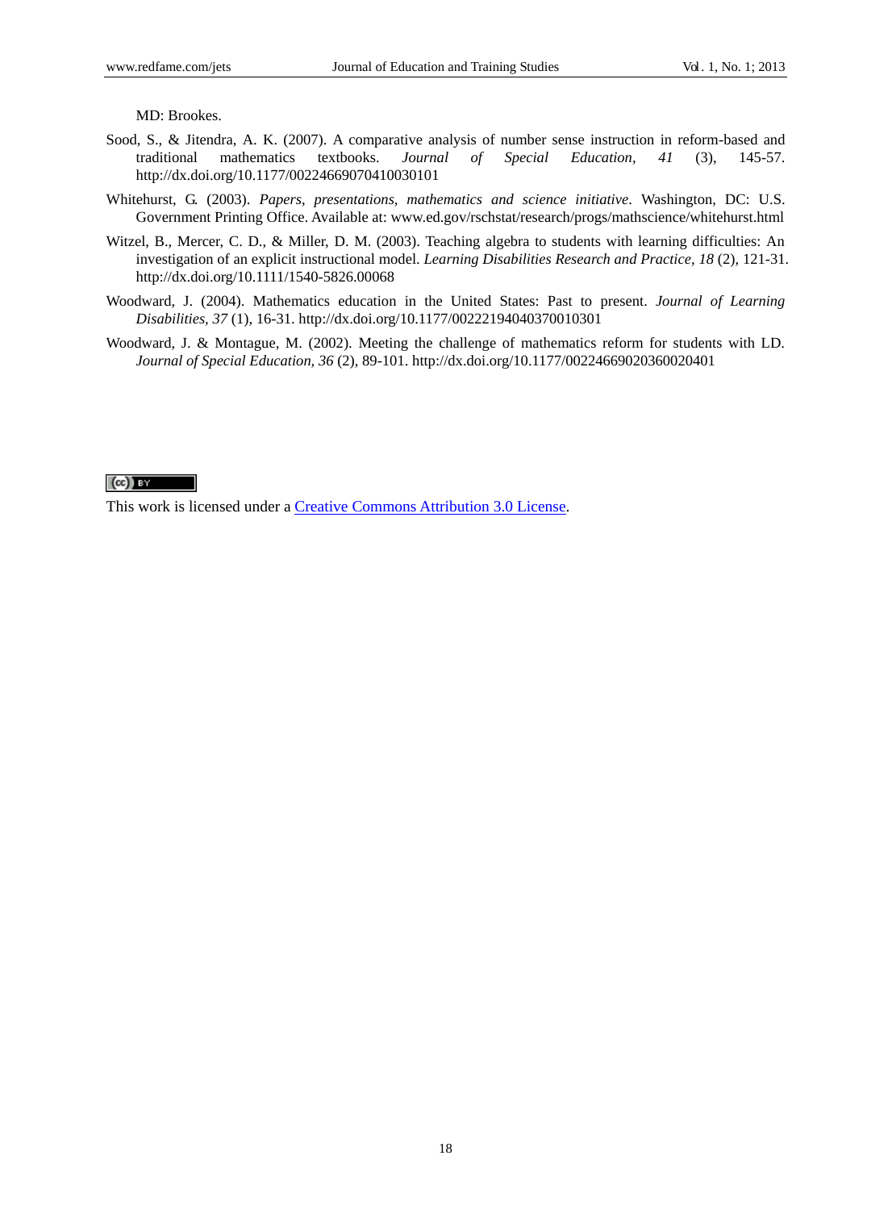MD: Brookes.

Sood, S., & Jitendra, A. K. (2007). A comparative analysis of number sense instruction in reform-based and traditional mathematics textbooks. *Journal of Special Education*, *41* (3), 145-57. http://dx.doi.org/10.1177/00224669070410030101

Whitehurst, G. (2003). *Papers, presentations, mathematics and science initiative*. Washington, DC: U.S. Government Printing Office. Available at: www.ed.gov/rschstat/research/progs/mathscience/whitehurst.html

Witzel, B., Mercer, C. D., & Miller, D. M. (2003). Teaching algebra to students with learning difficulties: An investigation of an explicit instructional model. *Learning Disabilities Research and Practice, 18* (2), 121-31. http://dx.doi.org/10.1111/1540-5826.00068

Woodward, J. (2004). Mathematics education in the United States: Past to present. *Journal of Learning Disabilities*, *37* (1), 16-31. http://dx.doi.org/10.1177/00222194040370010301

Woodward, J. & Montague, M. (2002). Meeting the challenge of mathematics reform for students with LD. *Journal of Special Education, 36* (2), 89-101. http://dx.doi.org/10.1177/00224669020360020401

This work is licensed under a Creative Commons Attribution 3.0 License.